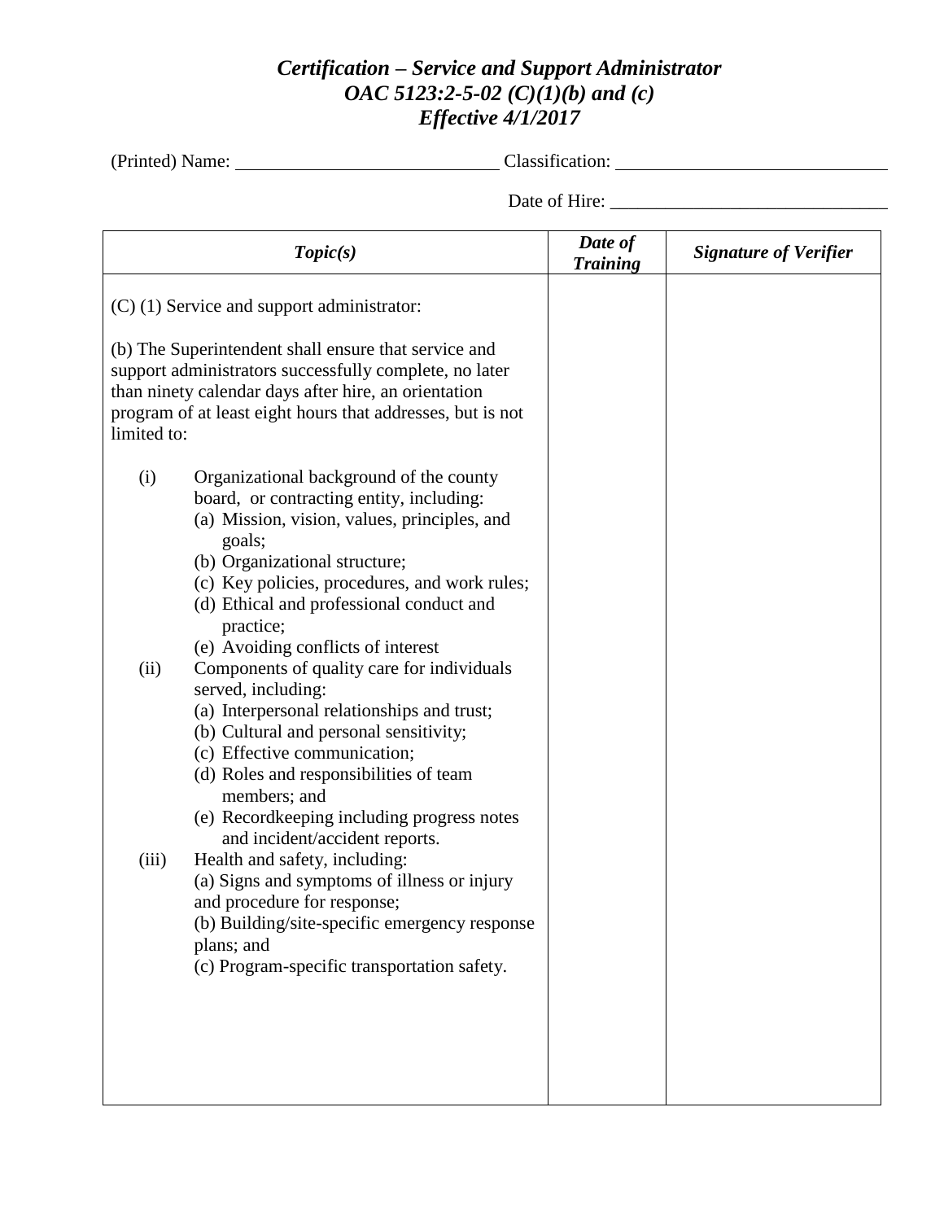# *Certification – Service and Support Administrator*
# *OAC 5123:2-5-02 (C)(1)(b) and (c)*
# *Effective 4/1/2017*

(Printed) Name: ____________________________ Classification: ____________________________

Date of Hire: ______________________________

| *Topic(s)* | *Date of Training* | *Signature of Verifier* |
|---|---|---|
| (C) (1) Service and support administrator:<br><br>(b) The Superintendent shall ensure that service and support administrators successfully complete, no later than ninety calendar days after hire, an orientation program of at least eight hours that addresses, but is not limited to:<br><br>(i) Organizational background of the county board, or contracting entity, including:<br>(a) Mission, vision, values, principles, and goals;<br>(b) Organizational structure;<br>(c) Key policies, procedures, and work rules;<br>(d) Ethical and professional conduct and practice;<br>(e) Avoiding conflicts of interest<br>(ii) Components of quality care for individuals served, including:<br>(a) Interpersonal relationships and trust;<br>(b) Cultural and personal sensitivity;<br>(c) Effective communication;<br>(d) Roles and responsibilities of team members; and<br>(e) Recordkeeping including progress notes and incident/accident reports.<br>(iii) Health and safety, including:<br>(a) Signs and symptoms of illness or injury and procedure for response;<br>(b) Building/site-specific emergency response plans; and<br>(c) Program-specific transportation safety. | | |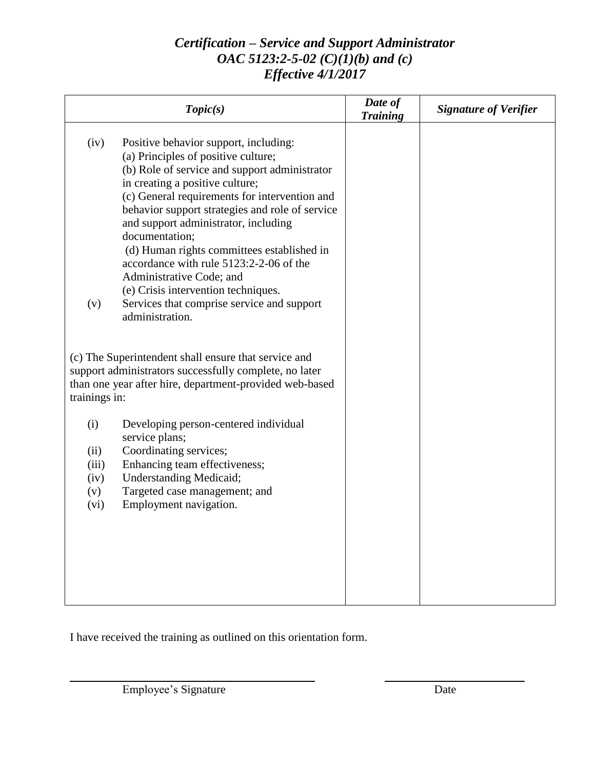# *Certification – Service and Support Administrator*
## *OAC 5123:2-5-02 (C)(1)(b) and (c)*
## *Effective 4/1/2017*

| *Topic(s)* | *Date of Training* | *Signature of Verifier* |
|---|---|---|
| (iv) Positive behavior support, including:<br>(a) Principles of positive culture;<br>(b) Role of service and support administrator in creating a positive culture;<br>(c) General requirements for intervention and behavior support strategies and role of service and support administrator, including documentation;<br>(d) Human rights committees established in accordance with rule 5123:2-2-06 of the Administrative Code; and<br>(e) Crisis intervention techniques.<br>(v) Services that comprise service and support administration.<br><br>(c) The Superintendent shall ensure that service and support administrators successfully complete, no later than one year after hire, department-provided web-based trainings in:<br><br>(i) Developing person-centered individual service plans;<br>(ii) Coordinating services;<br>(iii) Enhancing team effectiveness;<br>(iv) Understanding Medicaid;<br>(v) Targeted case management; and<br>(vi) Employment navigation. | | |

I have received the training as outlined on this orientation form.

_______________________________ &nbsp;&nbsp;&nbsp;&nbsp;&nbsp;&nbsp; ____________________

Employee's Signature &nbsp;&nbsp;&nbsp;&nbsp;&nbsp;&nbsp; Date